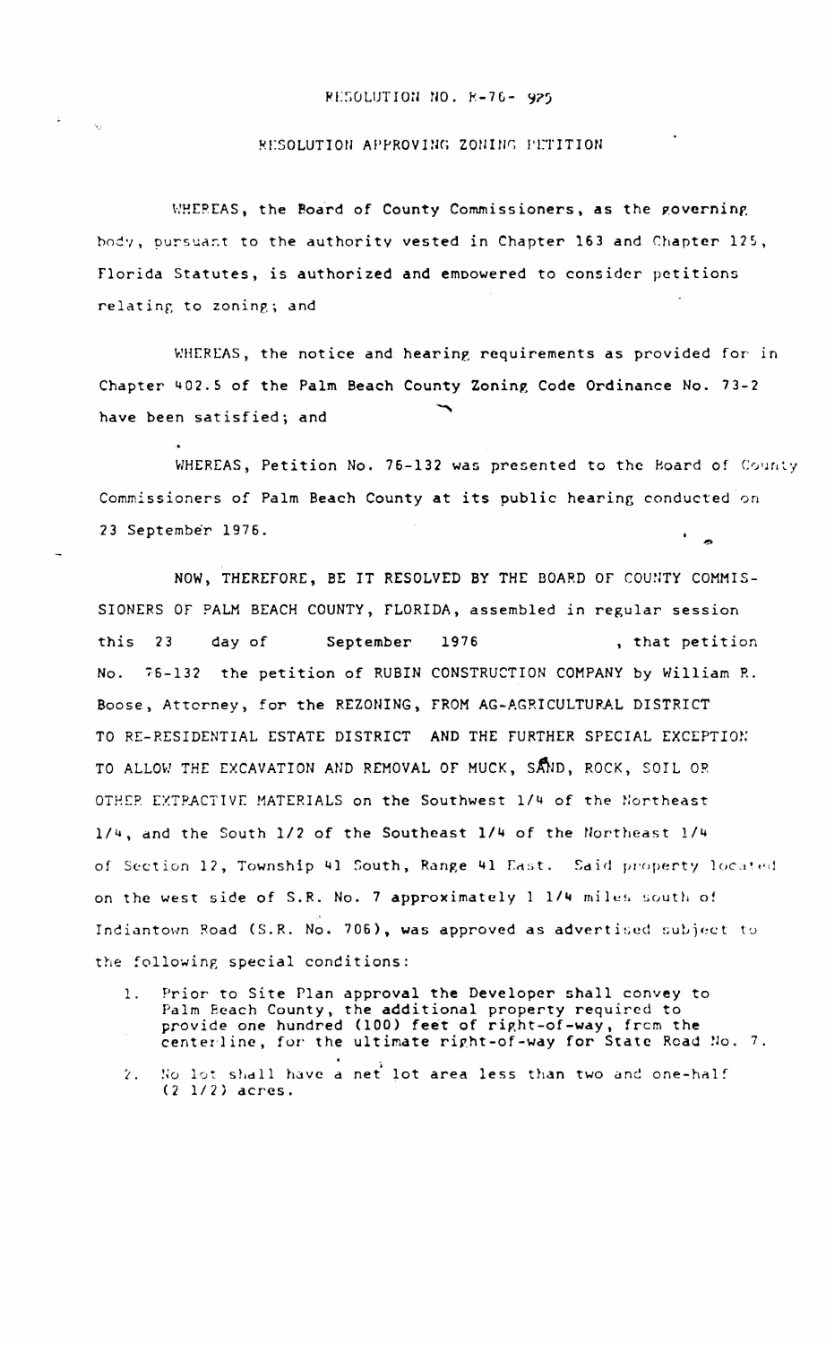RESOLUTION NO. R-76- 975

RESOLUTION APPROVING ZONING PETITION

WHEREAS, the Board of County Commissioners, as the governing body, pursuant to the authority vested in Chapter 163 and Chapter 125, Florida Statutes, is authorized and empowered to consider petitions relating to zoning; and

WHEREAS, the notice and hearing requirements as provided for in Chapter 402.5 of the Palm Beach County Zoning Code Ordinance No. 73-2 have been satisfied; and

WHEREAS, Petition No. 76-132 was presented to the Board of County Commissioners of Palm Beach County at its public hearing conducted on 23 September 1976.

NOW, THEREFORE, BE IT RESOLVED BY THE BOARD OF COUNTY COMMISSIONERS OF PALM BEACH COUNTY, FLORIDA, assembled in regular session this 23 day of September 1976, that petition No. 76-132 the petition of RUBIN CONSTRUCTION COMPANY by William R. Boose, Attorney, for the REZONING, FROM AG-AGRICULTURAL DISTRICT TO RE-RESIDENTIAL ESTATE DISTRICT AND THE FURTHER SPECIAL EXCEPTION TO ALLOW THE EXCAVATION AND REMOVAL OF MUCK, SAND, ROCK, SOIL OR OTHER EXTRACTIVE MATERIALS on the Southwest 1/4 of the Northeast 1/4, and the South 1/2 of the Southeast 1/4 of the Northeast 1/4 of Section 12, Township 41 South, Range 41 East. Said property located on the west side of S.R. No. 7 approximately 1 1/4 miles south of Indiantown Road (S.R. No. 706), was approved as advertised subject to the following special conditions:

1. Prior to Site Plan approval the Developer shall convey to Palm Beach County, the additional property required to provide one hundred (100) feet of right-of-way, from the centerline, for the ultimate right-of-way for State Road No. 7.
2. No lot shall have a net lot area less than two and one-half (2 1/2) acres.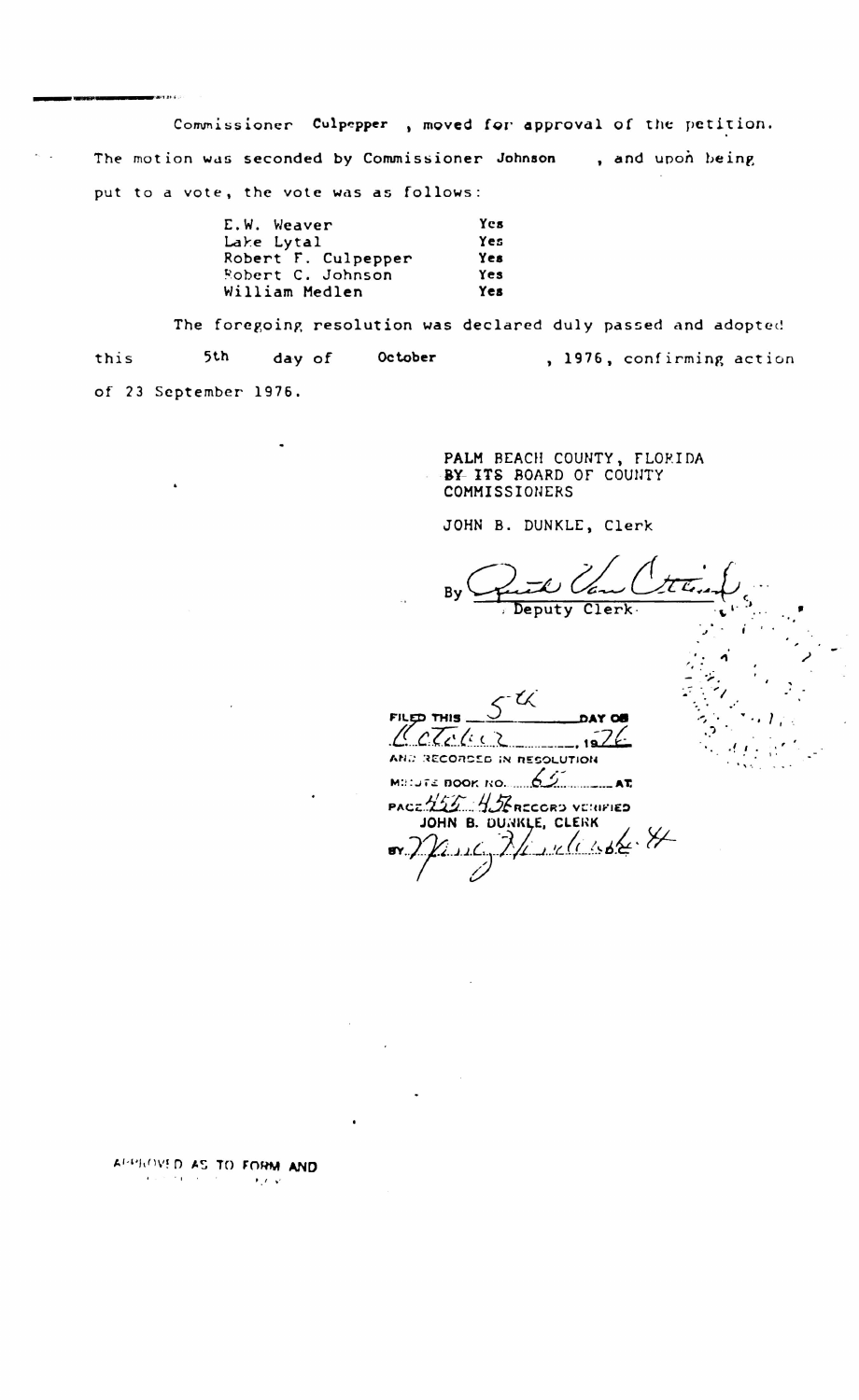Commissioner Culpepper, moved for approval of the petition. The motion was seconded by Commissioner Johnson, and upon being put to a vote, the vote was as follows:

| | |
|---|---|
| E.W. Weaver | Yes |
| Lake Lytal | Yes |
| Robert F. Culpepper | Yes |
| Robert C. Johnson | Yes |
| William Medlen | Yes |

The foregoing resolution was declared duly passed and adopted this 5th day of October, 1976, confirming action of 23 September 1976.

PALM BEACH COUNTY, FLORIDA
BY ITS BOARD OF COUNTY COMMISSIONERS

JOHN B. DUNKLE, Clerk

By _____________
Deputy Clerk

FILED THIS 5th DAY OF October, 1976
AND RECORDED IN RESOLUTION
MINUTE BOOK NO. 65 AT
PAGE 455-456 RECORD VERIFIED
JOHN B. DUNKLE, CLERK
BY _____________

APPROVED AS TO FORM AND